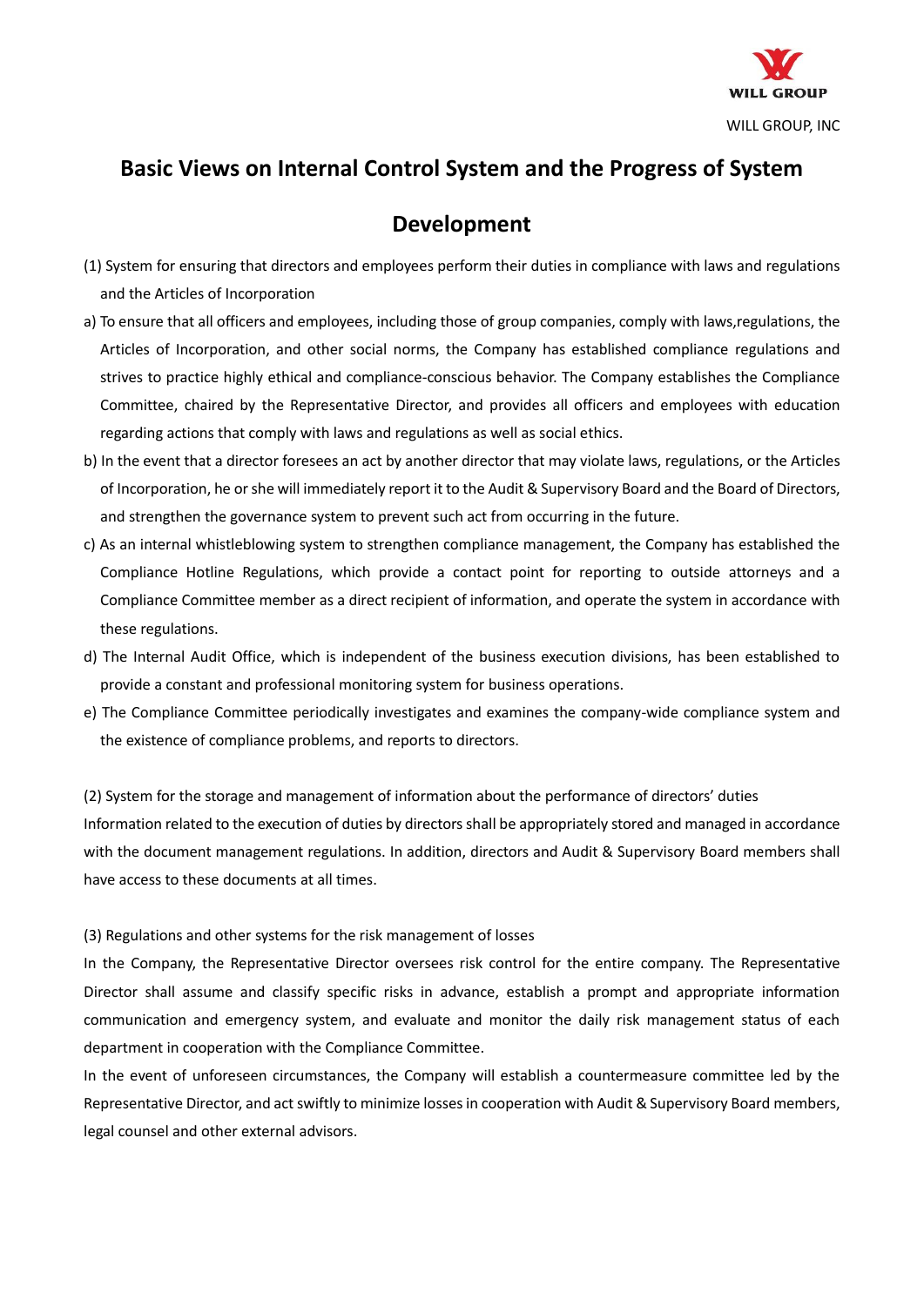WILL GROUP, INC

# Basic Views on Internal Control System and the Progress of System Development

(1) System for ensuring that directors and employees perform their duties in compliance with laws and regulations and the Articles of Incorporation

a) To ensure that all officers and employees, including those of group companies, comply with laws,regulations, the Articles of Incorporation, and other social norms, the Company has established compliance regulations and strives to practice highly ethical and compliance-conscious behavior. The Company establishes the Compliance Committee, chaired by the Representative Director, and provides all officers and employees with education regarding actions that comply with laws and regulations as well as social ethics.

b) In the event that a director foresees an act by another director that may violate laws, regulations, or the Articles of Incorporation, he or she will immediately report it to the Audit & Supervisory Board and the Board of Directors, and strengthen the governance system to prevent such act from occurring in the future.

c) As an internal whistleblowing system to strengthen compliance management, the Company has established the Compliance Hotline Regulations, which provide a contact point for reporting to outside attorneys and a Compliance Committee member as a direct recipient of information, and operate the system in accordance with these regulations.

d) The Internal Audit Office, which is independent of the business execution divisions, has been established to provide a constant and professional monitoring system for business operations.

e) The Compliance Committee periodically investigates and examines the company-wide compliance system and the existence of compliance problems, and reports to directors.

(2) System for the storage and management of information about the performance of directors' duties

Information related to the execution of duties by directors shall be appropriately stored and managed in accordance with the document management regulations. In addition, directors and Audit & Supervisory Board members shall have access to these documents at all times.

(3) Regulations and other systems for the risk management of losses

In the Company, the Representative Director oversees risk control for the entire company. The Representative Director shall assume and classify specific risks in advance, establish a prompt and appropriate information communication and emergency system, and evaluate and monitor the daily risk management status of each department in cooperation with the Compliance Committee.

In the event of unforeseen circumstances, the Company will establish a countermeasure committee led by the Representative Director, and act swiftly to minimize losses in cooperation with Audit & Supervisory Board members, legal counsel and other external advisors.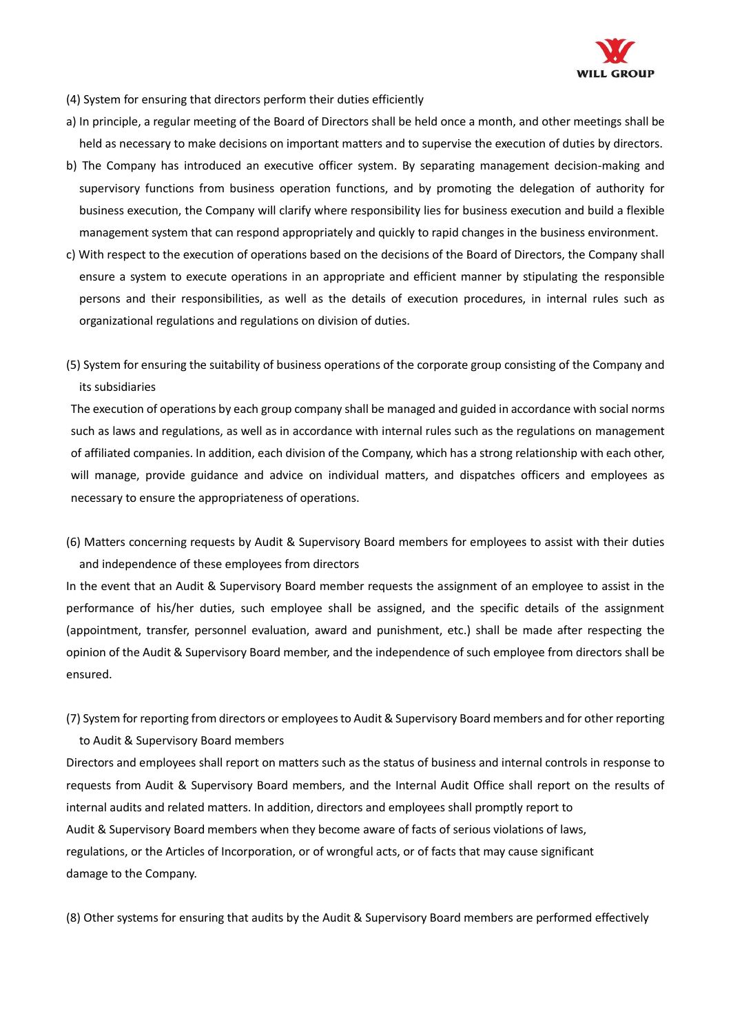(4) System for ensuring that directors perform their duties efficiently

a) In principle, a regular meeting of the Board of Directors shall be held once a month, and other meetings shall be held as necessary to make decisions on important matters and to supervise the execution of duties by directors.

b) The Company has introduced an executive officer system. By separating management decision-making and supervisory functions from business operation functions, and by promoting the delegation of authority for business execution, the Company will clarify where responsibility lies for business execution and build a flexible management system that can respond appropriately and quickly to rapid changes in the business environment.

c) With respect to the execution of operations based on the decisions of the Board of Directors, the Company shall ensure a system to execute operations in an appropriate and efficient manner by stipulating the responsible persons and their responsibilities, as well as the details of execution procedures, in internal rules such as organizational regulations and regulations on division of duties.

(5) System for ensuring the suitability of business operations of the corporate group consisting of the Company and its subsidiaries

The execution of operations by each group company shall be managed and guided in accordance with social norms such as laws and regulations, as well as in accordance with internal rules such as the regulations on management of affiliated companies. In addition, each division of the Company, which has a strong relationship with each other, will manage, provide guidance and advice on individual matters, and dispatches officers and employees as necessary to ensure the appropriateness of operations.

(6) Matters concerning requests by Audit & Supervisory Board members for employees to assist with their duties and independence of these employees from directors

In the event that an Audit & Supervisory Board member requests the assignment of an employee to assist in the performance of his/her duties, such employee shall be assigned, and the specific details of the assignment (appointment, transfer, personnel evaluation, award and punishment, etc.) shall be made after respecting the opinion of the Audit & Supervisory Board member, and the independence of such employee from directors shall be ensured.

(7) System for reporting from directors or employees to Audit & Supervisory Board members and for other reporting to Audit & Supervisory Board members

Directors and employees shall report on matters such as the status of business and internal controls in response to requests from Audit & Supervisory Board members, and the Internal Audit Office shall report on the results of internal audits and related matters. In addition, directors and employees shall promptly report to Audit & Supervisory Board members when they become aware of facts of serious violations of laws, regulations, or the Articles of Incorporation, or of wrongful acts, or of facts that may cause significant damage to the Company.

(8) Other systems for ensuring that audits by the Audit & Supervisory Board members are performed effectively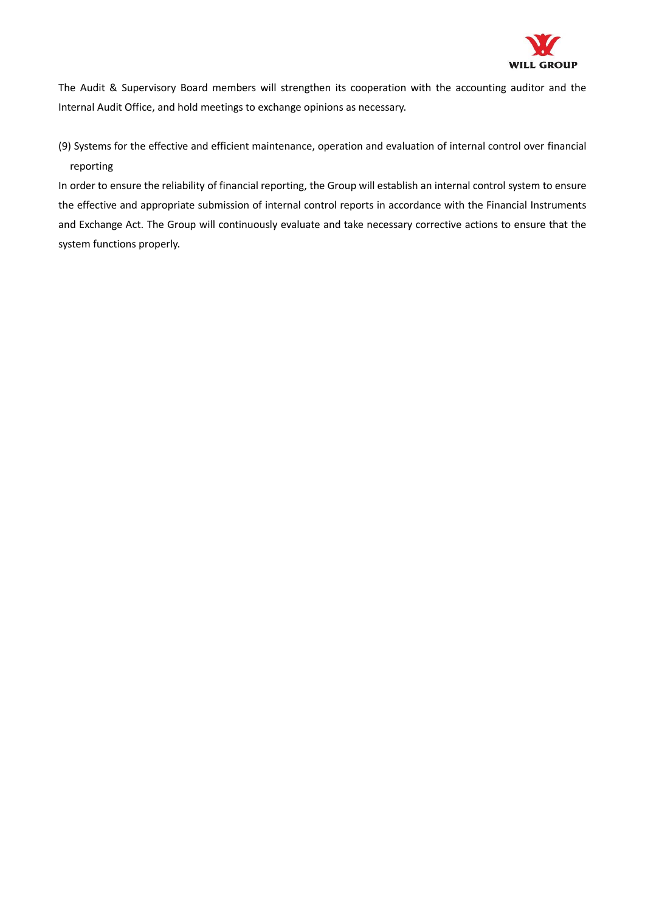The Audit & Supervisory Board members will strengthen its cooperation with the accounting auditor and the Internal Audit Office, and hold meetings to exchange opinions as necessary.

(9) Systems for the effective and efficient maintenance, operation and evaluation of internal control over financial reporting

In order to ensure the reliability of financial reporting, the Group will establish an internal control system to ensure the effective and appropriate submission of internal control reports in accordance with the Financial Instruments and Exchange Act. The Group will continuously evaluate and take necessary corrective actions to ensure that the system functions properly.